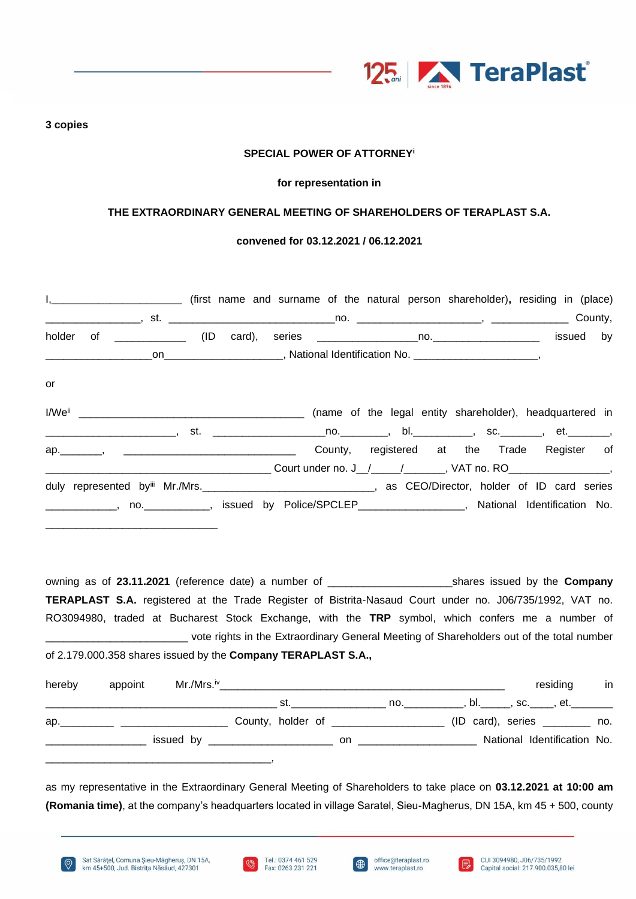**3 copies**

**SPECIAL POWER OF ATTORNEY[i]**

**for representation in**

**THE EXTRAORDINARY GENERAL MEETING OF SHAREHOLDERS OF TERAPLAST S.A.**

**convened for 03.12.2021 / 06.12.2021**

I,______________________ (first name and surname of the natural person shareholder), residing in (place) _______________, st. _____________________________no. ____________________, _____________ County, holder of ___________ (ID card), series _______________no._________________ issued by _________________on___________________, National Identification No. ____________________,

or

I/We[ii] ____________________________________ (name of the legal entity shareholder), headquartered in _____________________, st. __________________no._______, bl.__________, sc._______, et._______, ap._______, _____________________________ County, registered at the Trade Register of _____________________________________ Court under no. J__/____/______, VAT no. RO________________, duly represented by[iii] Mr./Mrs.________________________, as CEO/Director, holder of ID card series ___________, no.__________, issued by Police/SPCLEP________________, National Identification No. ___________________________

owning as of **23.11.2021** (reference date) a number of ___________________shares issued by the **Company TERAPLAST S.A.** registered at the Trade Register of Bistrita-Nasaud Court under no. J06/735/1992, VAT no. RO3094980, traded at Bucharest Stock Exchange, with the **TRP** symbol, which confers me a number of ______________________ vote rights in the Extraordinary General Meeting of Shareholders out of the total number of 2.179.000.358 shares issued by the **Company TERAPLAST S.A.,**

hereby appoint Mr./Mrs.[iv]_____________________________________________ residing in _____________________________________ st._______________ no._________, bl._____, sc.____, et._______ ap._________ _________________ County, holder of __________________ (ID card), series ________ no. ________________ issued by ____________________ on ___________________ National Identification No. _______________________________________,

as my representative in the Extraordinary General Meeting of Shareholders to take place on **03.12.2021 at 10:00 am (Romania time)**, at the company's headquarters located in village Saratel, Sieu-Magherus, DN 15A, km 45 + 500, county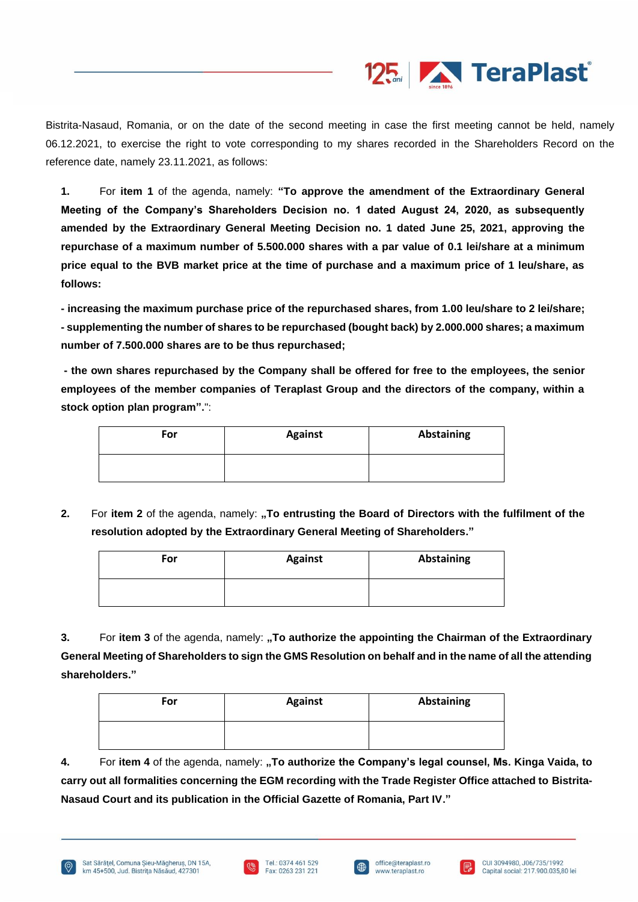Bistrita-Nasaud, Romania, or on the date of the second meeting in case the first meeting cannot be held, namely 06.12.2021, to exercise the right to vote corresponding to my shares recorded in the Shareholders Record on the reference date, namely 23.11.2021, as follows:

**1.** For **item 1** of the agenda, namely: **"To approve the amendment of the Extraordinary General Meeting of the Company's Shareholders Decision no. 1 dated August 24, 2020, as subsequently amended by the Extraordinary General Meeting Decision no. 1 dated June 25, 2021, approving the repurchase of a maximum number of 5.500.000 shares with a par value of 0.1 lei/share at a minimum price equal to the BVB market price at the time of purchase and a maximum price of 1 leu/share, as follows:**

**- increasing the maximum purchase price of the repurchased shares, from 1.00 leu/share to 2 lei/share;**
**- supplementing the number of shares to be repurchased (bought back) by 2.000.000 shares; a maximum number of 7.500.000 shares are to be thus repurchased;**

**- the own shares repurchased by the Company shall be offered for free to the employees, the senior employees of the member companies of Teraplast Group and the directors of the company, within a stock option plan program".**":

| For | Against | Abstaining |
|---|---|---|
| | | |

**2.** For **item 2** of the agenda, namely: **„To entrusting the Board of Directors with the fulfilment of the resolution adopted by the Extraordinary General Meeting of Shareholders."**

| For | Against | Abstaining |
|---|---|---|
| | | |

**3.** For **item 3** of the agenda, namely: **„To authorize the appointing the Chairman of the Extraordinary General Meeting of Shareholders to sign the GMS Resolution on behalf and in the name of all the attending shareholders."**

| For | Against | Abstaining |
|---|---|---|
| | | |

**4.** For **item 4** of the agenda, namely: **„To authorize the Company's legal counsel, Ms. Kinga Vaida, to carry out all formalities concerning the EGM recording with the Trade Register Office attached to Bistrita-Nasaud Court and its publication in the Official Gazette of Romania, Part IV."**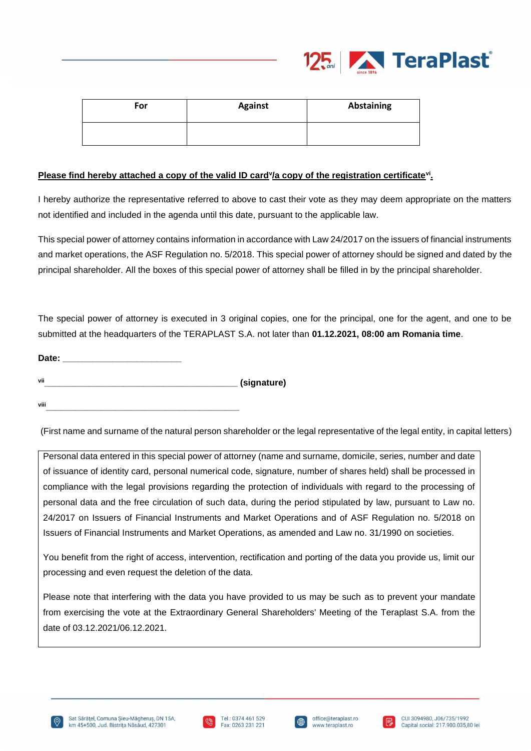| For | Against | Abstaining |
|---|---|---|
| | | |

**Please find hereby attached a copy of the valid ID card[v]/a copy of the registration certificate[vi].**

I hereby authorize the representative referred to above to cast their vote as they may deem appropriate on the matters not identified and included in the agenda until this date, pursuant to the applicable law.

This special power of attorney contains information in accordance with Law 24/2017 on the issuers of financial instruments and market operations, the ASF Regulation no. 5/2018. This special power of attorney should be signed and dated by the principal shareholder. All the boxes of this special power of attorney shall be filled in by the principal shareholder.

The special power of attorney is executed in 3 original copies, one for the principal, one for the agent, and one to be submitted at the headquarters of the TERAPLAST S.A. not later than **01.12.2021, 08:00 am Romania time**.

**Date:** ________________________

[vii]_________________________________________ **(signature)**

[viii]_________________________________________

(First name and surname of the natural person shareholder or the legal representative of the legal entity, in capital letters)

| |
|---|
| Personal data entered in this special power of attorney (name and surname, domicile, series, number and date of issuance of identity card, personal numerical code, signature, number of shares held) shall be processed in compliance with the legal provisions regarding the protection of individuals with regard to the processing of personal data and the free circulation of such data, during the period stipulated by law, pursuant to Law no. 24/2017 on Issuers of Financial Instruments and Market Operations and of ASF Regulation no. 5/2018 on Issuers of Financial Instruments and Market Operations, as amended and Law no. 31/1990 on societies. <br><br> You benefit from the right of access, intervention, rectification and porting of the data you provide us, limit our processing and even request the deletion of the data. <br><br> Please note that interfering with the data you have provided to us may be such as to prevent your mandate from exercising the vote at the Extraordinary General Shareholders' Meeting of the Teraplast S.A. from the date of 03.12.2021/06.12.2021. |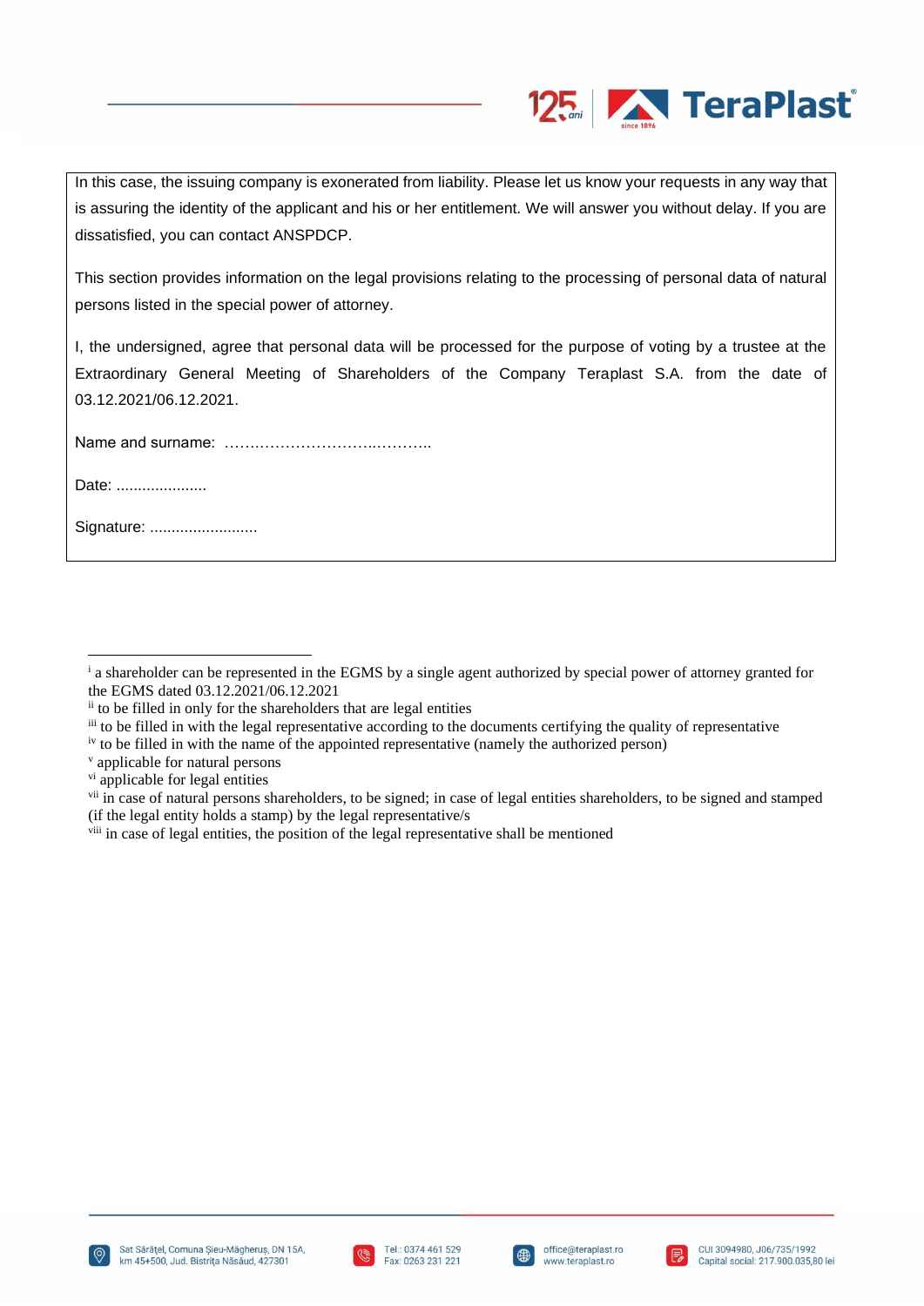In this case, the issuing company is exonerated from liability. Please let us know your requests in any way that is assuring the identity of the applicant and his or her entitlement. We will answer you without delay. If you are dissatisfied, you can contact ANSPDCP.

This section provides information on the legal provisions relating to the processing of personal data of natural persons listed in the special power of attorney.

I, the undersigned, agree that personal data will be processed for the purpose of voting by a trustee at the Extraordinary General Meeting of Shareholders of the Company Teraplast S.A. from the date of 03.12.2021/06.12.2021.

Name and surname: ……….…………………..………..

Date: .....................

Signature: .........................

---

[i] a shareholder can be represented in the EGMS by a single agent authorized by special power of attorney granted for the EGMS dated 03.12.2021/06.12.2021

[ii] to be filled in only for the shareholders that are legal entities

[iii] to be filled in with the legal representative according to the documents certifying the quality of representative

[iv] to be filled in with the name of the appointed representative (namely the authorized person)

[v] applicable for natural persons

[vi] applicable for legal entities

[vii] in case of natural persons shareholders, to be signed; in case of legal entities shareholders, to be signed and stamped (if the legal entity holds a stamp) by the legal representative/s

[viii] in case of legal entities, the position of the legal representative shall be mentioned